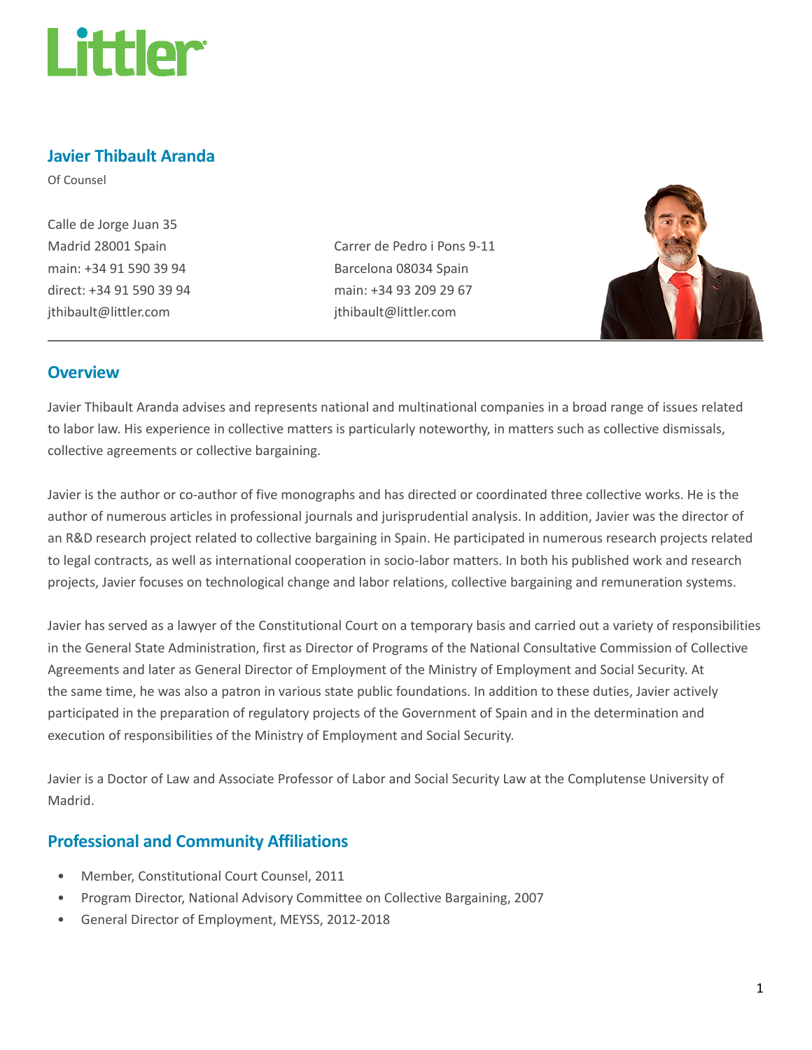Littler

## Javier Thibault Aranda

Of Counsel

Calle de Jorge Juan 35
Madrid 28001 Spain
main: +34 91 590 39 94
direct: +34 91 590 39 94
jthibault@littler.com

Carrer de Pedro i Pons 9-11
Barcelona 08034 Spain
main: +34 93 209 29 67
jthibault@littler.com

## Overview

Javier Thibault Aranda advises and represents national and multinational companies in a broad range of issues related to labor law. His experience in collective matters is particularly noteworthy, in matters such as collective dismissals, collective agreements or collective bargaining.

Javier is the author or co-author of five monographs and has directed or coordinated three collective works. He is the author of numerous articles in professional journals and jurisprudential analysis. In addition, Javier was the director of an R&D research project related to collective bargaining in Spain. He participated in numerous research projects related to legal contracts, as well as international cooperation in socio-labor matters. In both his published work and research projects, Javier focuses on technological change and labor relations, collective bargaining and remuneration systems.

Javier has served as a lawyer of the Constitutional Court on a temporary basis and carried out a variety of responsibilities in the General State Administration, first as Director of Programs of the National Consultative Commission of Collective Agreements and later as General Director of Employment of the Ministry of Employment and Social Security. At the same time, he was also a patron in various state public foundations. In addition to these duties, Javier actively participated in the preparation of regulatory projects of the Government of Spain and in the determination and execution of responsibilities of the Ministry of Employment and Social Security.

Javier is a Doctor of Law and Associate Professor of Labor and Social Security Law at the Complutense University of Madrid.

## Professional and Community Affiliations

- Member, Constitutional Court Counsel, 2011
- Program Director, National Advisory Committee on Collective Bargaining, 2007
- General Director of Employment, MEYSS, 2012-2018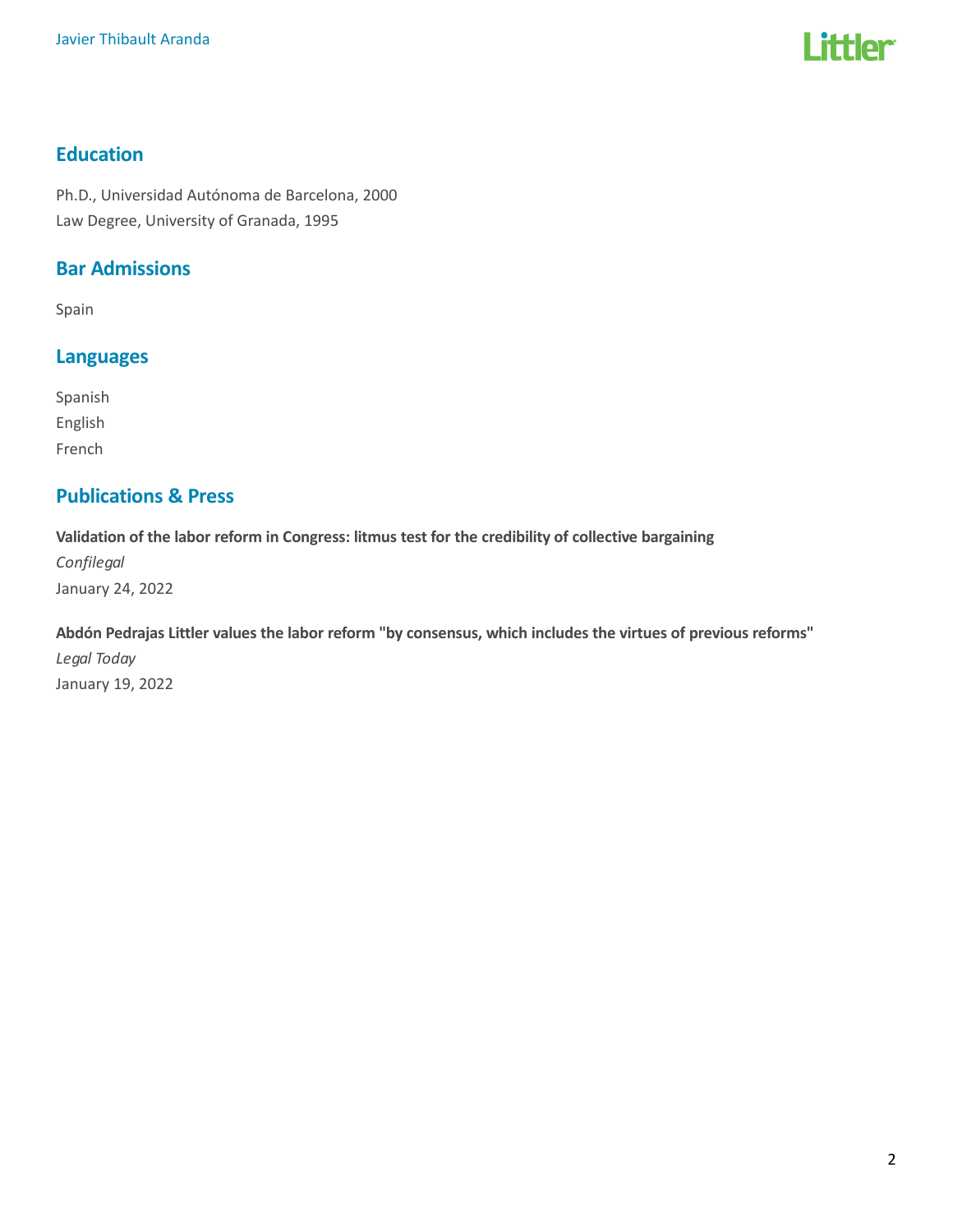## Education

Ph.D., Universidad Autónoma de Barcelona, 2000
Law Degree, University of Granada, 1995

## Bar Admissions

Spain

## Languages

Spanish
English
French

## Publications & Press

**Validation of the labor reform in Congress: litmus test for the credibility of collective bargaining**
*Confilegal*
January 24, 2022

**Abdón Pedrajas Littler values the labor reform "by consensus, which includes the virtues of previous reforms"**
*Legal Today*
January 19, 2022